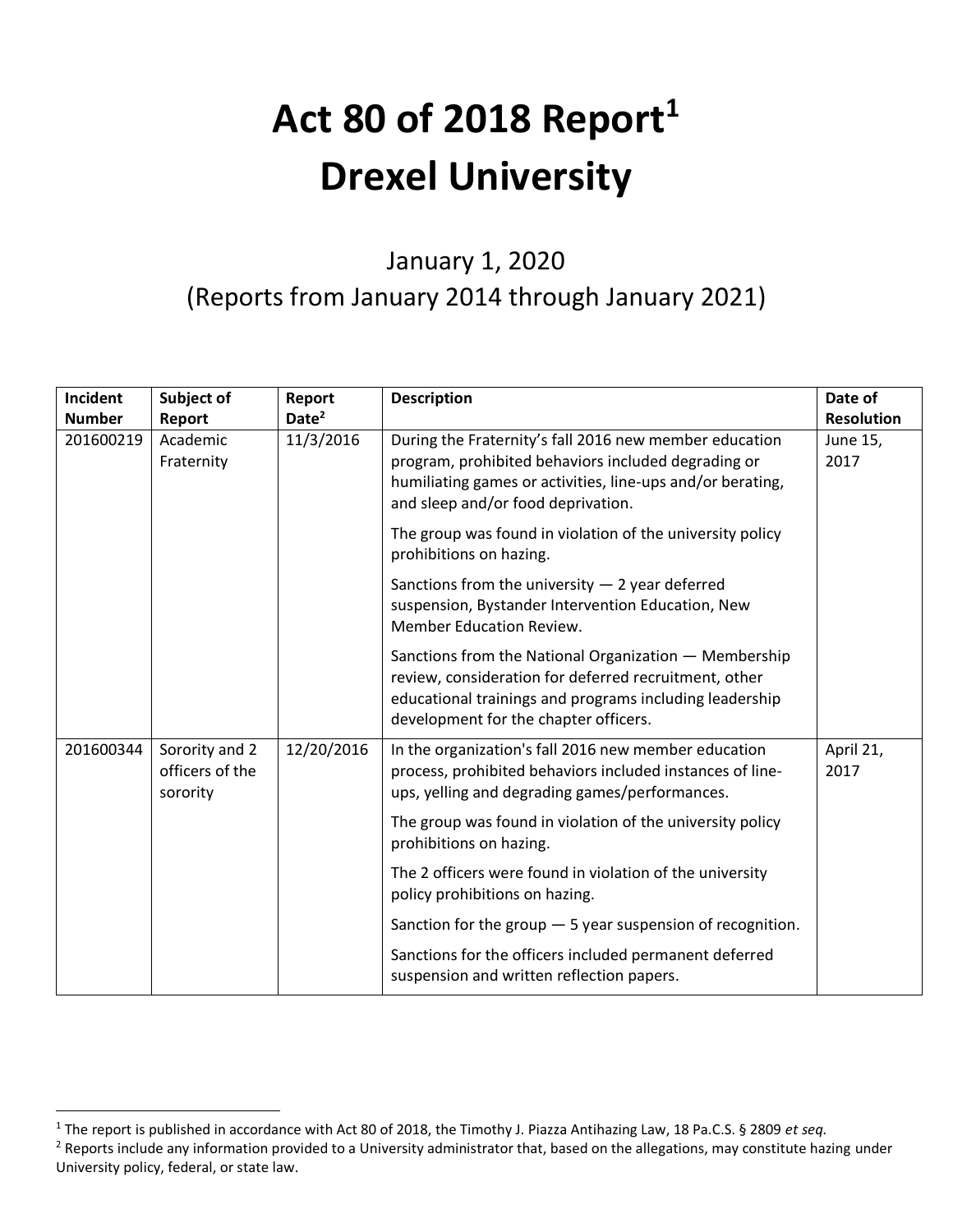# Act 80 of 2018 Report[1]
# Drexel University

## January 1, 2020
## (Reports from January 2014 through January 2021)

| Incident Number | Subject of Report | Report Date[2] | Description | Date of Resolution |
|---|---|---|---|---|
| 201600219 | Academic Fraternity | 11/3/2016 | During the Fraternity's fall 2016 new member education program, prohibited behaviors included degrading or humiliating games or activities, line-ups and/or berating, and sleep and/or food deprivation.<br><br>The group was found in violation of the university policy prohibitions on hazing.<br><br>Sanctions from the university — 2 year deferred suspension, Bystander Intervention Education, New Member Education Review.<br><br>Sanctions from the National Organization — Membership review, consideration for deferred recruitment, other educational trainings and programs including leadership development for the chapter officers. | June 15, 2017 |
| 201600344 | Sorority and 2 officers of the sorority | 12/20/2016 | In the organization's fall 2016 new member education process, prohibited behaviors included instances of line-ups, yelling and degrading games/performances.<br><br>The group was found in violation of the university policy prohibitions on hazing.<br><br>The 2 officers were found in violation of the university policy prohibitions on hazing.<br><br>Sanction for the group — 5 year suspension of recognition.<br><br>Sanctions for the officers included permanent deferred suspension and written reflection papers. | April 21, 2017 |

[1] The report is published in accordance with Act 80 of 2018, the Timothy J. Piazza Antihazing Law, 18 Pa.C.S. § 2809 *et seq.*

[2] Reports include any information provided to a University administrator that, based on the allegations, may constitute hazing under University policy, federal, or state law.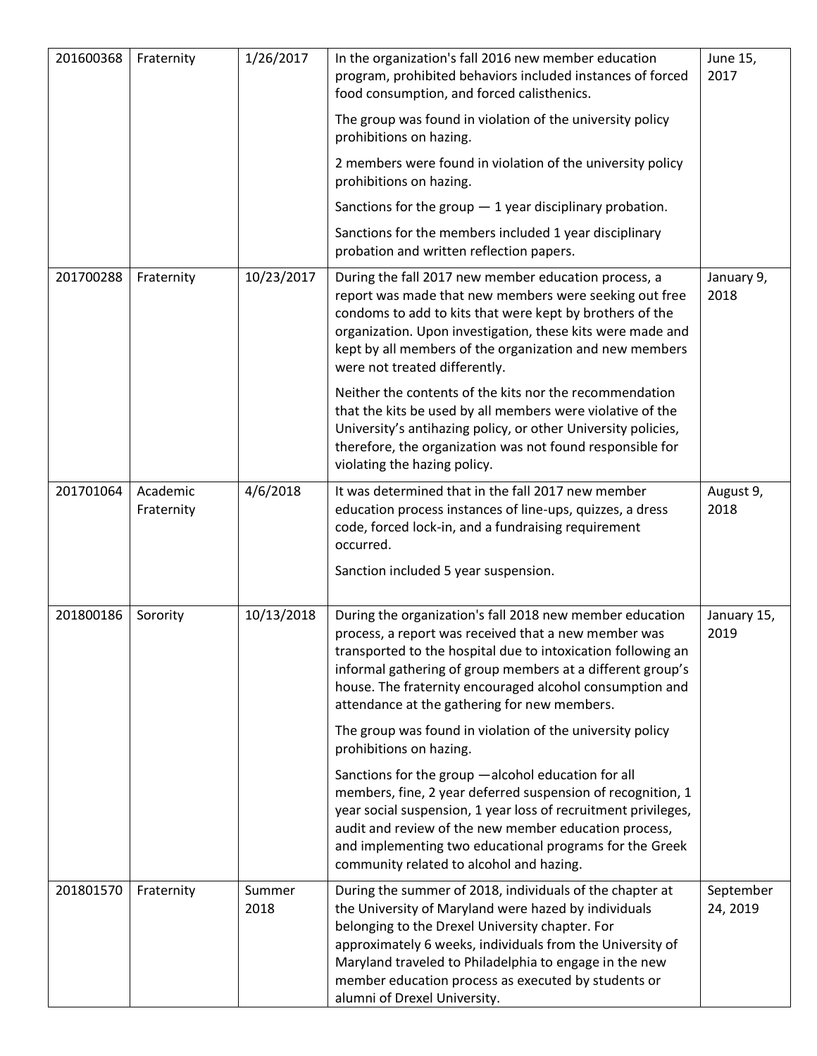| | | | | |
|---|---|---|---|---|
| 201600368 | Fraternity | 1/26/2017 | In the organization's fall 2016 new member education program, prohibited behaviors included instances of forced food consumption, and forced calisthenics.<br><br>The group was found in violation of the university policy prohibitions on hazing.<br><br>2 members were found in violation of the university policy prohibitions on hazing.<br><br>Sanctions for the group — 1 year disciplinary probation.<br><br>Sanctions for the members included 1 year disciplinary probation and written reflection papers. | June 15, 2017 |
| 201700288 | Fraternity | 10/23/2017 | During the fall 2017 new member education process, a report was made that new members were seeking out free condoms to add to kits that were kept by brothers of the organization. Upon investigation, these kits were made and kept by all members of the organization and new members were not treated differently.<br><br>Neither the contents of the kits nor the recommendation that the kits be used by all members were violative of the University's antihazing policy, or other University policies, therefore, the organization was not found responsible for violating the hazing policy. | January 9, 2018 |
| 201701064 | Academic Fraternity | 4/6/2018 | It was determined that in the fall 2017 new member education process instances of line-ups, quizzes, a dress code, forced lock-in, and a fundraising requirement occurred.<br><br>Sanction included 5 year suspension. | August 9, 2018 |
| 201800186 | Sorority | 10/13/2018 | During the organization's fall 2018 new member education process, a report was received that a new member was transported to the hospital due to intoxication following an informal gathering of group members at a different group's house. The fraternity encouraged alcohol consumption and attendance at the gathering for new members.<br><br>The group was found in violation of the university policy prohibitions on hazing.<br><br>Sanctions for the group —alcohol education for all members, fine, 2 year deferred suspension of recognition, 1 year social suspension, 1 year loss of recruitment privileges, audit and review of the new member education process, and implementing two educational programs for the Greek community related to alcohol and hazing. | January 15, 2019 |
| 201801570 | Fraternity | Summer 2018 | During the summer of 2018, individuals of the chapter at the University of Maryland were hazed by individuals belonging to the Drexel University chapter. For approximately 6 weeks, individuals from the University of Maryland traveled to Philadelphia to engage in the new member education process as executed by students or alumni of Drexel University. | September 24, 2019 |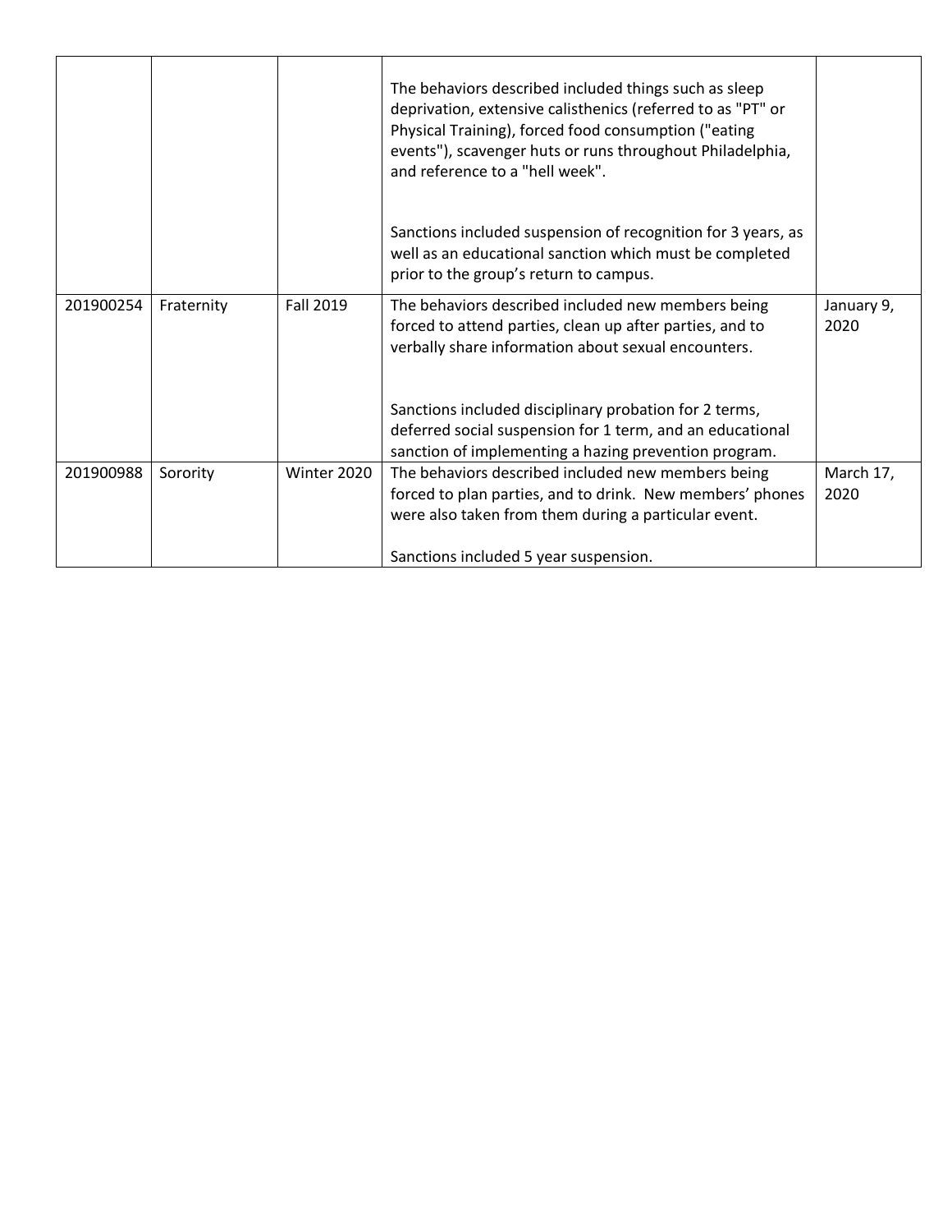| | | | | |
|---|---|---|---|---|
| | | | The behaviors described included things such as sleep deprivation, extensive calisthenics (referred to as "PT" or Physical Training), forced food consumption ("eating events"), scavenger huts or runs throughout Philadelphia, and reference to a "hell week".<br><br>Sanctions included suspension of recognition for 3 years, as well as an educational sanction which must be completed prior to the group's return to campus. | |
| 201900254 | Fraternity | Fall 2019 | The behaviors described included new members being forced to attend parties, clean up after parties, and to verbally share information about sexual encounters.<br><br>Sanctions included disciplinary probation for 2 terms, deferred social suspension for 1 term, and an educational sanction of implementing a hazing prevention program. | January 9, 2020 |
| 201900988 | Sorority | Winter 2020 | The behaviors described included new members being forced to plan parties, and to drink. New members' phones were also taken from them during a particular event.<br><br>Sanctions included 5 year suspension. | March 17, 2020 |